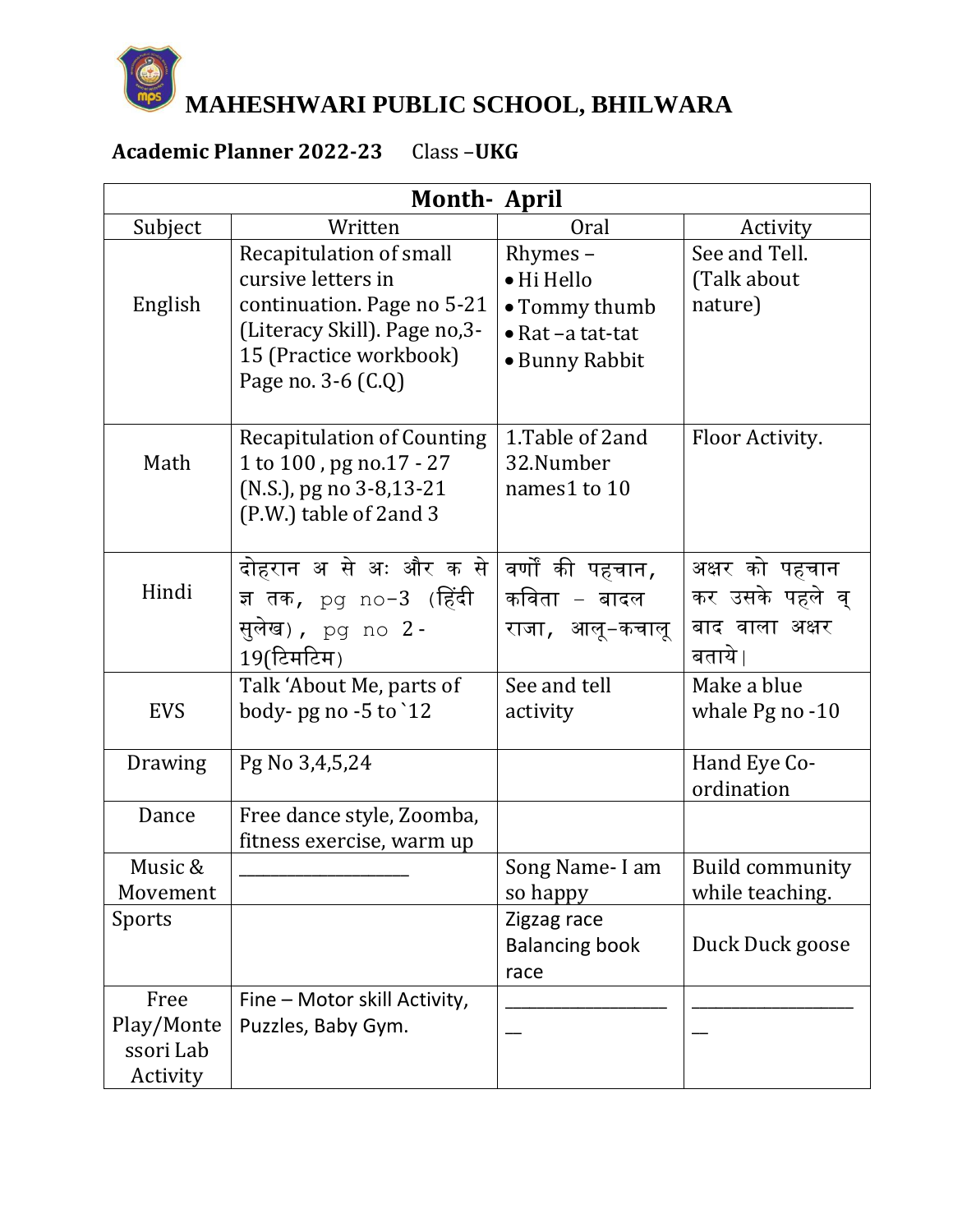# MAHESHWARI PUBLIC SCHOOL, BHILWARA

**Academic Planner 2022-23** Class –**UKG**

| **Month- April** | | | |
|---|---|---|---|
| Subject | Written | Oral | Activity |
| English | Recapitulation of small cursive letters in continuation. Page no 5-21 (Literacy Skill). Page no,3-15 (Practice workbook) Page no. 3-6 (C.Q) | Rhymes – <br>• Hi Hello <br>• Tommy thumb <br>• Rat –a tat-tat <br>• Bunny Rabbit | See and Tell. (Talk about nature) |
| Math | Recapitulation of Counting 1 to 100 , pg no.17 - 27 (N.S.), pg no 3-8,13-21 (P.W.) table of 2and 3 | 1.Table of 2and 32.Number names1 to 10 | Floor Activity. |
| Hindi | दोहरान अ से अः और क से ज्ञ तक, pg no-3 (हिंदी सुलेख), pg no 2-19(टिमटिम) | वर्णों की पहचान, कविता – बादल राजा, आलू-कचालू | अक्षर को पहचान कर उसके पहले व् बाद वाला अक्षर बताये। |
| EVS | Talk 'About Me, parts of body- pg no -5 to `12 | See and tell activity | Make a blue whale Pg no -10 |
| Drawing | Pg No 3,4,5,24 | | Hand Eye Co-ordination |
| Dance | Free dance style, Zoomba, fitness exercise, warm up | | |
| Music & Movement | ___________________ | Song Name- I am so happy | Build community while teaching. |
| Sports | | Zigzag race Balancing book race | Duck Duck goose |
| Free Play/Montessori Lab Activity | Fine – Motor skill Activity, Puzzles, Baby Gym. | ___________________ | ___________________ |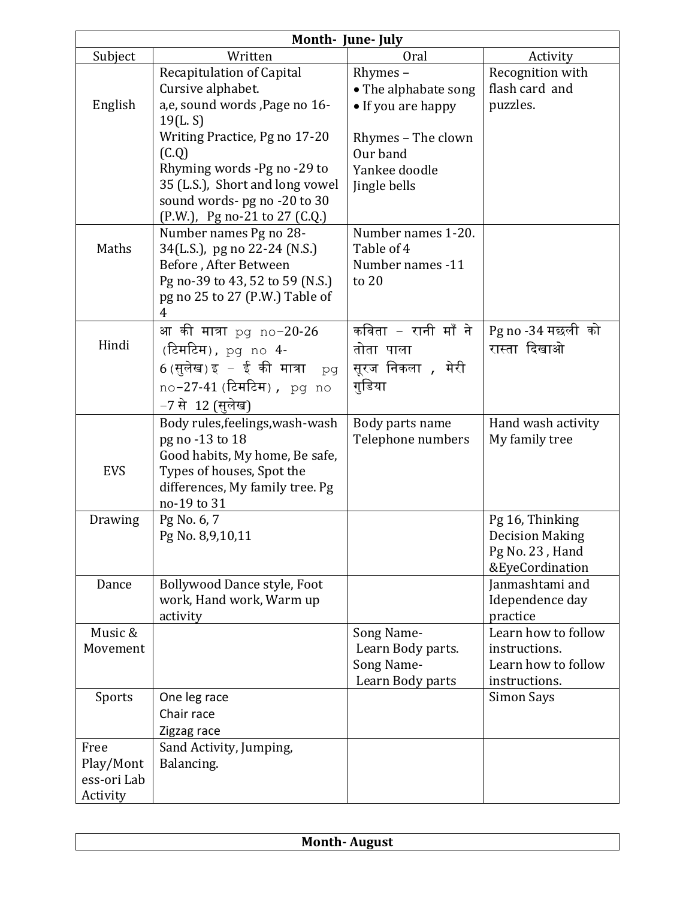| Month- June- July | | | |
|---|---|---|---|
| Subject | Written | Oral | Activity |
| English | Recapitulation of Capital Cursive alphabet.<br>a,e, sound words ,Page no 16-19(L. S)<br>Writing Practice, Pg no 17-20 (C.Q)<br>Rhyming words -Pg no -29 to 35 (L.S.), Short and long vowel sound words- pg no -20 to 30 (P.W.), Pg no-21 to 27 (C.Q.) | Rhymes –<br>• The alphabet song<br>• If you are happy<br><br>Rhymes – The clown<br>Our band<br>Yankee doodle<br>Jingle bells | Recognition with flash card and puzzles. |
| Maths | Number names Pg no 28-34(L.S.), pg no 22-24 (N.S.)<br>Before , After Between<br>Pg no-39 to 43, 52 to 59 (N.S.) pg no 25 to 27 (P.W.) Table of 4 | Number names 1-20.<br>Table of 4<br>Number names -11 to 20 | |
| Hindi | आ की मात्रा pg no–20-26 (टिमटिम), pg no 4-6(सुलेख) इ – ई की मात्रा pg no–27-41 (टिमटिम), pg no –7 से 12 (सुलेख) | कविता – रानी माँ ने तोता पाला<br>सूरज निकला , मेरी गुडिया | Pg no -34 मछली को रास्ता दिखाओ |
| EVS | Body rules,feelings,wash-wash pg no -13 to 18<br>Good habits, My home, Be safe, Types of houses, Spot the differences, My family tree. Pg no-19 to 31 | Body parts name<br>Telephone numbers | Hand wash activity<br>My family tree |
| Drawing | Pg No. 6, 7<br>Pg No. 8,9,10,11 | | Pg 16, Thinking Decision Making<br>Pg No. 23 , Hand &EyeCordination |
| Dance | Bollywood Dance style, Foot work, Hand work, Warm up activity | | Janmashtami and Idependence day practice |
| Music & Movement | | Song Name-<br>Learn Body parts.<br>Song Name-<br>Learn Body parts | Learn how to follow instructions.<br>Learn how to follow instructions. |
| Sports | One leg race<br>Chair race<br>Zigzag race | | Simon Says |
| Free Play/Mont ess-ori Lab Activity | Sand Activity, Jumping, Balancing. | | |

**Month- August**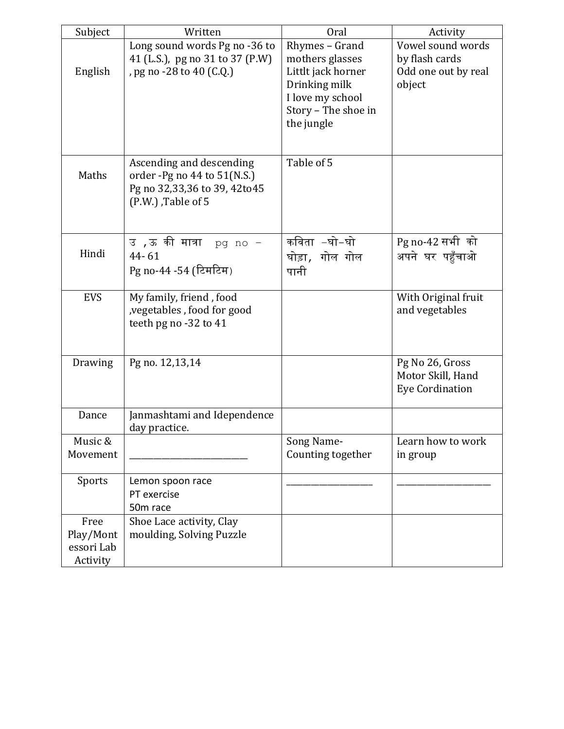| Subject | Written | Oral | Activity |
|---|---|---|---|
| English | Long sound words Pg no -36 to 41 (L.S.), pg no 31 to 37 (P.W) , pg no -28 to 40 (C.Q.) | Rhymes – Grand mothers glasses<br>Littlt jack horner<br>Drinking milk<br>I love my school<br>Story – The shoe in the jungle | Vowel sound words by flash cards<br>Odd one out by real object |
| Maths | Ascending and descending order -Pg no 44 to 51(N.S.)<br>Pg no 32,33,36 to 39, 42to45 (P.W.) ,Table of 5 | Table of 5 | |
| Hindi | उ ,ऊ की मात्रा pg no – 44- 61<br>Pg no-44 -54 (टिमटिम) | कविता –घो–घो घोड़ा, गोल गोल पानी | Pg no-42 सभी को अपने घर पहुँचाओ |
| EVS | My family, friend , food ,vegetables , food for good teeth pg no -32 to 41 | | With Original fruit and vegetables |
| Drawing | Pg no. 12,13,14 | | Pg No 26, Gross Motor Skill, Hand Eye Cordination |
| Dance | Janmashtami and Idependence day practice. | | |
| Music & Movement | ________________________ | Song Name- Counting together | Learn how to work in group |
| Sports | Lemon spoon race<br>PT exercise<br>50m race | __________________ | ____________________ |
| Free Play/Montessori Lab Activity | Shoe Lace activity, Clay moulding, Solving Puzzle | | |